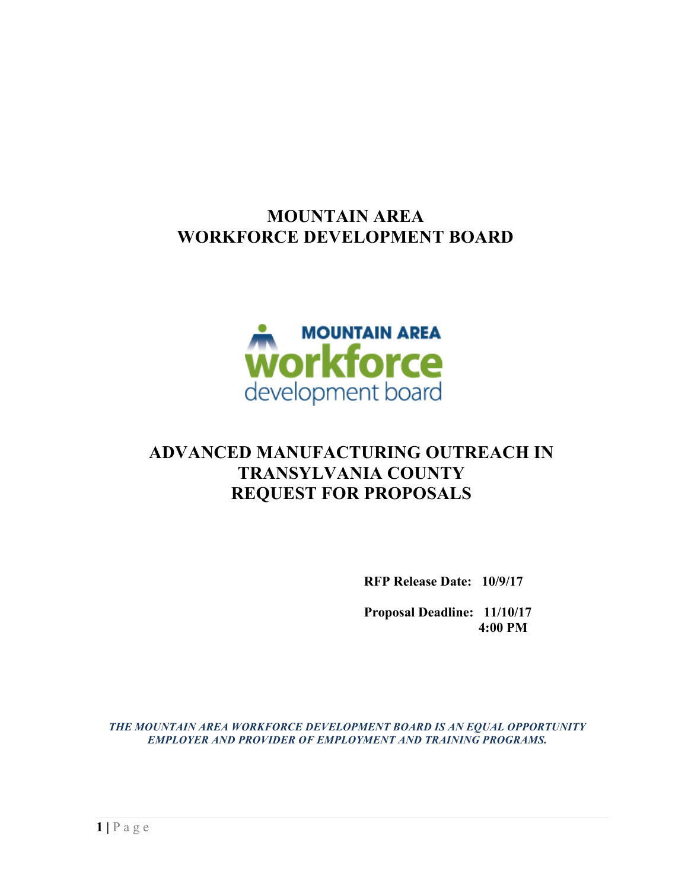# MOUNTAIN AREA WORKFORCE DEVELOPMENT BOARD

MOUNTAIN AREA
workforce
development board

# ADVANCED MANUFACTURING OUTREACH IN TRANSYLVANIA COUNTY REQUEST FOR PROPOSALS

**RFP Release Date: 10/9/17**

**Proposal Deadline: 11/10/17 4:00 PM**

***THE MOUNTAIN AREA WORKFORCE DEVELOPMENT BOARD IS AN EQUAL OPPORTUNITY EMPLOYER AND PROVIDER OF EMPLOYMENT AND TRAINING PROGRAMS.***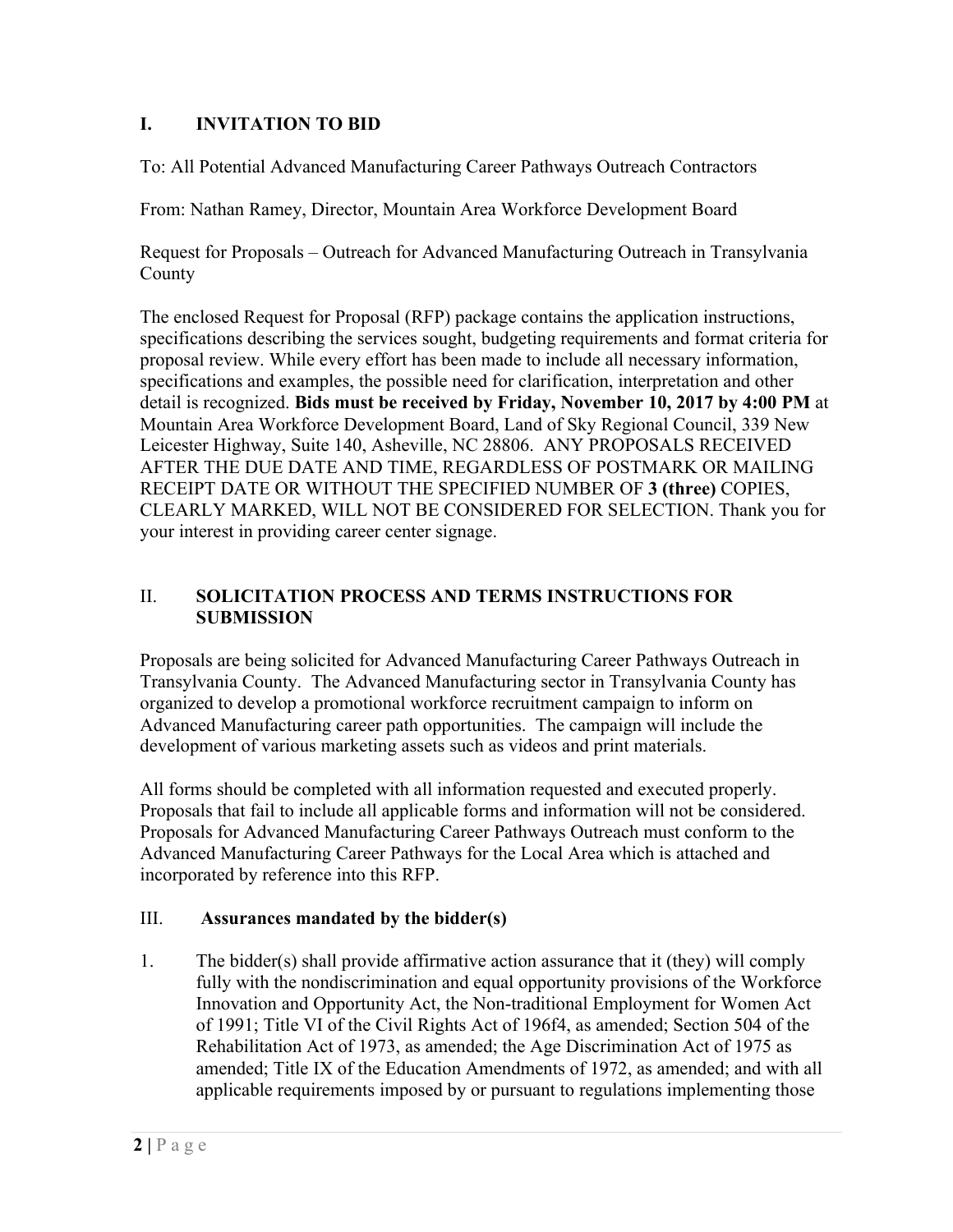## I. INVITATION TO BID

To: All Potential Advanced Manufacturing Career Pathways Outreach Contractors

From: Nathan Ramey, Director, Mountain Area Workforce Development Board

Request for Proposals – Outreach for Advanced Manufacturing Outreach in Transylvania County

The enclosed Request for Proposal (RFP) package contains the application instructions, specifications describing the services sought, budgeting requirements and format criteria for proposal review. While every effort has been made to include all necessary information, specifications and examples, the possible need for clarification, interpretation and other detail is recognized. **Bids must be received by Friday, November 10, 2017 by 4:00 PM** at Mountain Area Workforce Development Board, Land of Sky Regional Council, 339 New Leicester Highway, Suite 140, Asheville, NC 28806. ANY PROPOSALS RECEIVED AFTER THE DUE DATE AND TIME, REGARDLESS OF POSTMARK OR MAILING RECEIPT DATE OR WITHOUT THE SPECIFIED NUMBER OF **3 (three)** COPIES, CLEARLY MARKED, WILL NOT BE CONSIDERED FOR SELECTION. Thank you for your interest in providing career center signage.

## II. SOLICITATION PROCESS AND TERMS INSTRUCTIONS FOR SUBMISSION

Proposals are being solicited for Advanced Manufacturing Career Pathways Outreach in Transylvania County. The Advanced Manufacturing sector in Transylvania County has organized to develop a promotional workforce recruitment campaign to inform on Advanced Manufacturing career path opportunities. The campaign will include the development of various marketing assets such as videos and print materials.

All forms should be completed with all information requested and executed properly. Proposals that fail to include all applicable forms and information will not be considered. Proposals for Advanced Manufacturing Career Pathways Outreach must conform to the Advanced Manufacturing Career Pathways for the Local Area which is attached and incorporated by reference into this RFP.

## III. Assurances mandated by the bidder(s)

1. The bidder(s) shall provide affirmative action assurance that it (they) will comply fully with the nondiscrimination and equal opportunity provisions of the Workforce Innovation and Opportunity Act, the Non-traditional Employment for Women Act of 1991; Title VI of the Civil Rights Act of 196f4, as amended; Section 504 of the Rehabilitation Act of 1973, as amended; the Age Discrimination Act of 1975 as amended; Title IX of the Education Amendments of 1972, as amended; and with all applicable requirements imposed by or pursuant to regulations implementing those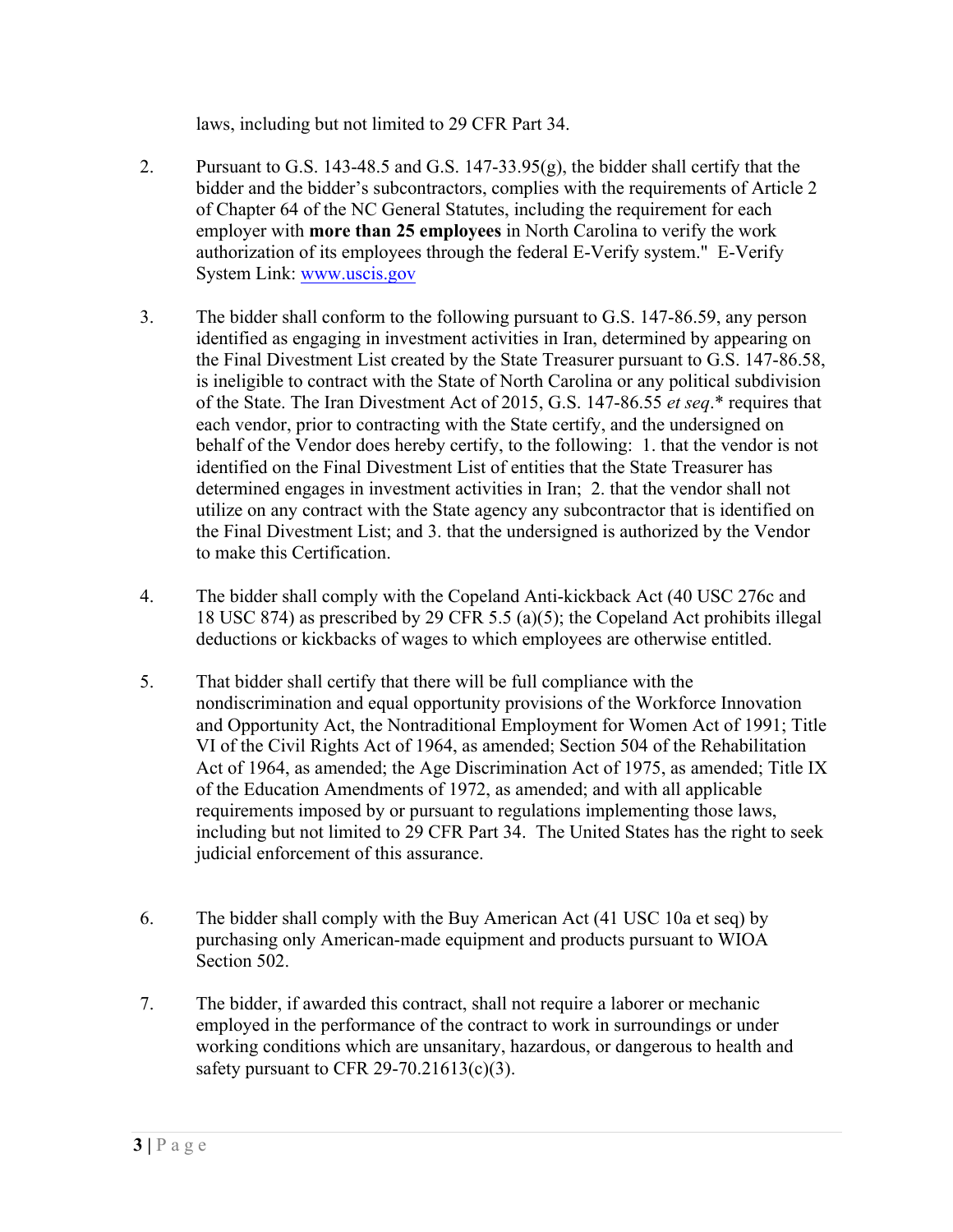laws, including but not limited to 29 CFR Part 34.

2. Pursuant to G.S. 143-48.5 and G.S. 147-33.95(g), the bidder shall certify that the bidder and the bidder's subcontractors, complies with the requirements of Article 2 of Chapter 64 of the NC General Statutes, including the requirement for each employer with **more than 25 employees** in North Carolina to verify the work authorization of its employees through the federal E-Verify system." E-Verify System Link: [www.uscis.gov](http://www.uscis.gov)

3. The bidder shall conform to the following pursuant to G.S. 147-86.59, any person identified as engaging in investment activities in Iran, determined by appearing on the Final Divestment List created by the State Treasurer pursuant to G.S. 147-86.58, is ineligible to contract with the State of North Carolina or any political subdivision of the State. The Iran Divestment Act of 2015, G.S. 147-86.55 *et seq*.* requires that each vendor, prior to contracting with the State certify, and the undersigned on behalf of the Vendor does hereby certify, to the following: 1. that the vendor is not identified on the Final Divestment List of entities that the State Treasurer has determined engages in investment activities in Iran; 2. that the vendor shall not utilize on any contract with the State agency any subcontractor that is identified on the Final Divestment List; and 3. that the undersigned is authorized by the Vendor to make this Certification.

4. The bidder shall comply with the Copeland Anti-kickback Act (40 USC 276c and 18 USC 874) as prescribed by 29 CFR 5.5 (a)(5); the Copeland Act prohibits illegal deductions or kickbacks of wages to which employees are otherwise entitled.

5. That bidder shall certify that there will be full compliance with the nondiscrimination and equal opportunity provisions of the Workforce Innovation and Opportunity Act, the Nontraditional Employment for Women Act of 1991; Title VI of the Civil Rights Act of 1964, as amended; Section 504 of the Rehabilitation Act of 1964, as amended; the Age Discrimination Act of 1975, as amended; Title IX of the Education Amendments of 1972, as amended; and with all applicable requirements imposed by or pursuant to regulations implementing those laws, including but not limited to 29 CFR Part 34. The United States has the right to seek judicial enforcement of this assurance.

6. The bidder shall comply with the Buy American Act (41 USC 10a et seq) by purchasing only American-made equipment and products pursuant to WIOA Section 502.

7. The bidder, if awarded this contract, shall not require a laborer or mechanic employed in the performance of the contract to work in surroundings or under working conditions which are unsanitary, hazardous, or dangerous to health and safety pursuant to CFR 29-70.21613(c)(3).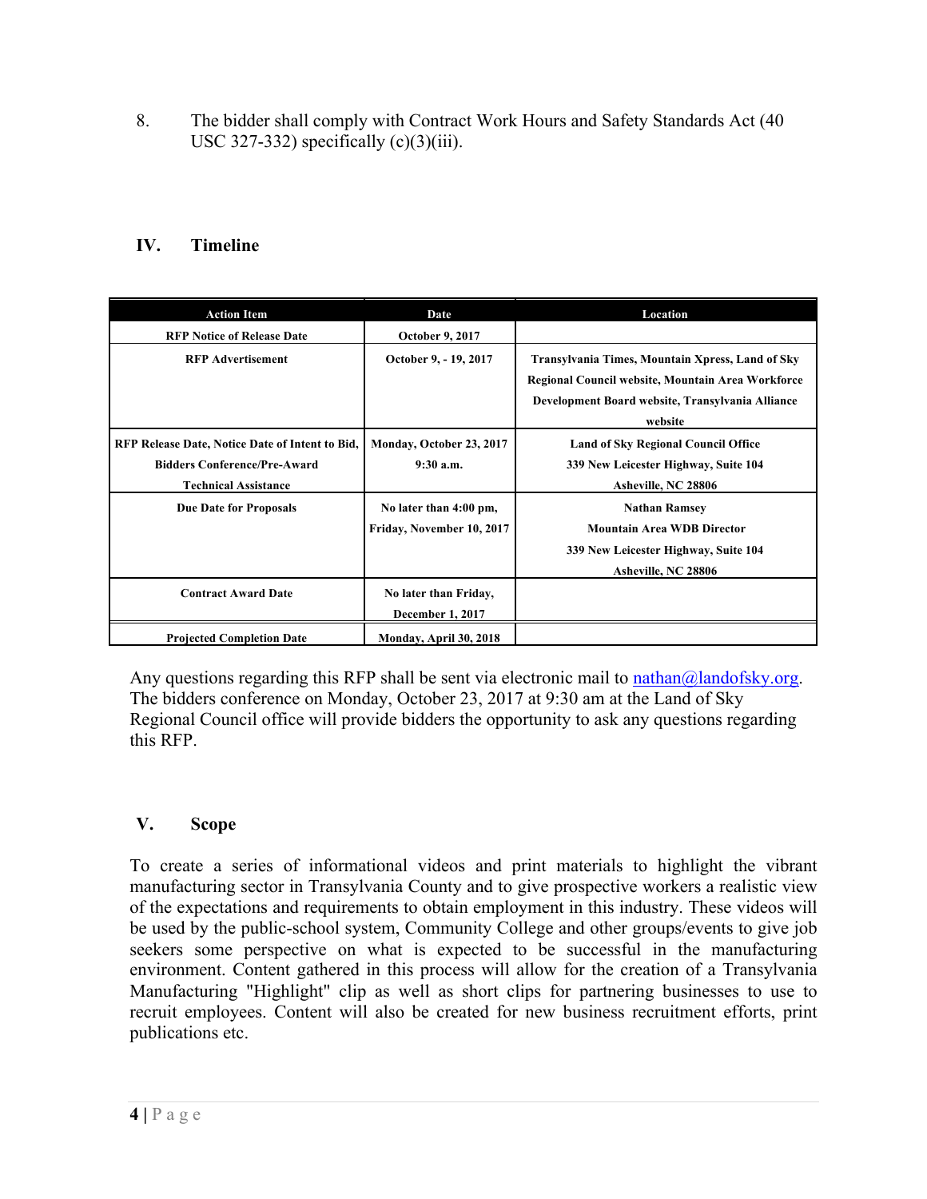8. The bidder shall comply with Contract Work Hours and Safety Standards Act (40 USC 327-332) specifically (c)(3)(iii).

## IV. Timeline

| Action Item | Date | Location |
|---|---|---|
| RFP Notice of Release Date | October 9, 2017 | |
| RFP Advertisement | October 9, - 19, 2017 | Transylvania Times, Mountain Xpress, Land of Sky Regional Council website, Mountain Area Workforce Development Board website, Transylvania Alliance website |
| RFP Release Date, Notice Date of Intent to Bid, Bidders Conference/Pre-Award Technical Assistance | Monday, October 23, 2017 9:30 a.m. | Land of Sky Regional Council Office 339 New Leicester Highway, Suite 104 Asheville, NC 28806 |
| Due Date for Proposals | No later than 4:00 pm, Friday, November 10, 2017 | Nathan Ramsey Mountain Area WDB Director 339 New Leicester Highway, Suite 104 Asheville, NC 28806 |
| Contract Award Date | No later than Friday, December 1, 2017 | |
| Projected Completion Date | Monday, April 30, 2018 | |

Any questions regarding this RFP shall be sent via electronic mail to nathan@landofsky.org. The bidders conference on Monday, October 23, 2017 at 9:30 am at the Land of Sky Regional Council office will provide bidders the opportunity to ask any questions regarding this RFP.

## V. Scope

To create a series of informational videos and print materials to highlight the vibrant manufacturing sector in Transylvania County and to give prospective workers a realistic view of the expectations and requirements to obtain employment in this industry. These videos will be used by the public-school system, Community College and other groups/events to give job seekers some perspective on what is expected to be successful in the manufacturing environment. Content gathered in this process will allow for the creation of a Transylvania Manufacturing "Highlight" clip as well as short clips for partnering businesses to use to recruit employees. Content will also be created for new business recruitment efforts, print publications etc.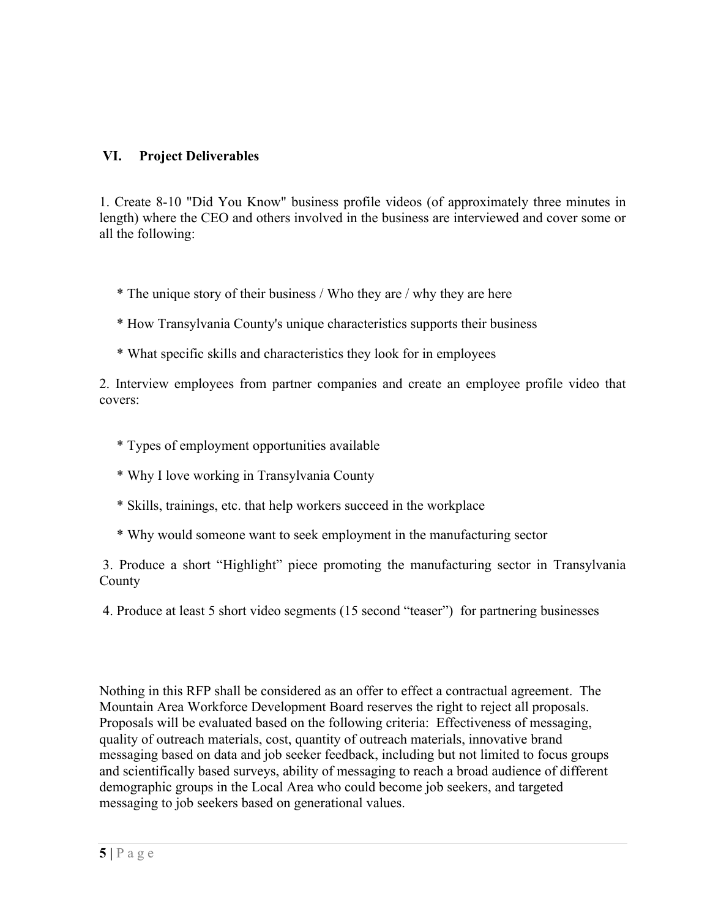## VI. Project Deliverables

1. Create 8-10 "Did You Know" business profile videos (of approximately three minutes in length) where the CEO and others involved in the business are interviewed and cover some or all the following:

    * The unique story of their business / Who they are / why they are here
    * How Transylvania County's unique characteristics supports their business
    * What specific skills and characteristics they look for in employees

2. Interview employees from partner companies and create an employee profile video that covers:

    * Types of employment opportunities available
    * Why I love working in Transylvania County
    * Skills, trainings, etc. that help workers succeed in the workplace
    * Why would someone want to seek employment in the manufacturing sector

3. Produce a short "Highlight" piece promoting the manufacturing sector in Transylvania County

4. Produce at least 5 short video segments (15 second "teaser") for partnering businesses

Nothing in this RFP shall be considered as an offer to effect a contractual agreement. The Mountain Area Workforce Development Board reserves the right to reject all proposals. Proposals will be evaluated based on the following criteria: Effectiveness of messaging, quality of outreach materials, cost, quantity of outreach materials, innovative brand messaging based on data and job seeker feedback, including but not limited to focus groups and scientifically based surveys, ability of messaging to reach a broad audience of different demographic groups in the Local Area who could become job seekers, and targeted messaging to job seekers based on generational values.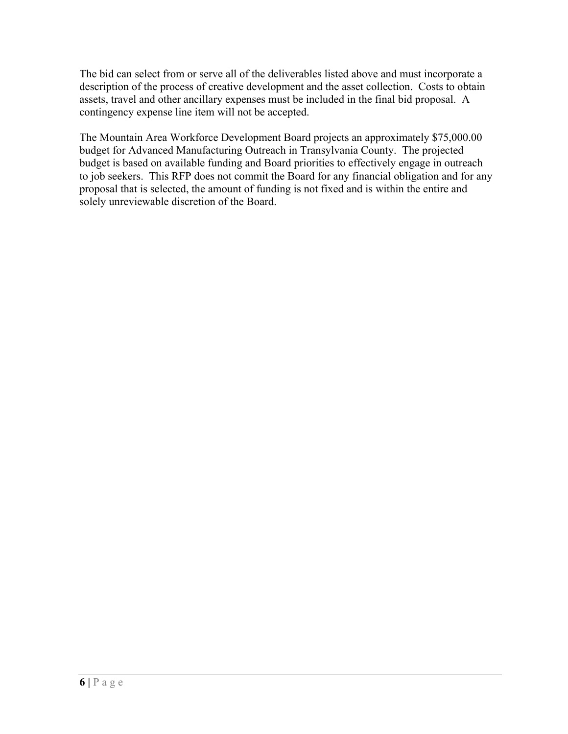The bid can select from or serve all of the deliverables listed above and must incorporate a description of the process of creative development and the asset collection. Costs to obtain assets, travel and other ancillary expenses must be included in the final bid proposal. A contingency expense line item will not be accepted.

The Mountain Area Workforce Development Board projects an approximately $75,000.00 budget for Advanced Manufacturing Outreach in Transylvania County. The projected budget is based on available funding and Board priorities to effectively engage in outreach to job seekers. This RFP does not commit the Board for any financial obligation and for any proposal that is selected, the amount of funding is not fixed and is within the entire and solely unreviewable discretion of the Board.